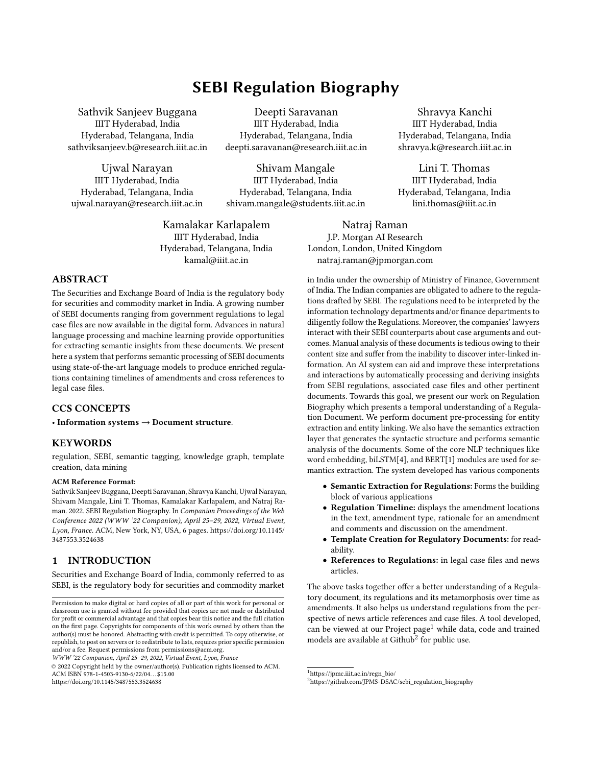# SEBI Regulation Biography

Sathvik Sanjeev Buggana
IIIT Hyderabad, India
Hyderabad, Telangana, India
sathviksanjeev.b@research.iiit.ac.in

Deepti Saravanan
IIIT Hyderabad, India
Hyderabad, Telangana, India
deepti.saravanan@research.iiit.ac.in

Shravya Kanchi
IIIT Hyderabad, India
Hyderabad, Telangana, India
shravya.k@research.iiit.ac.in

Ujwal Narayan
IIIT Hyderabad, India
Hyderabad, Telangana, India
ujwal.narayan@research.iiit.ac.in

Shivam Mangale
IIIT Hyderabad, India
Hyderabad, Telangana, India
shivam.mangale@students.iiit.ac.in

Lini T. Thomas
IIIT Hyderabad, India
Hyderabad, Telangana, India
lini.thomas@iiit.ac.in

Kamalakar Karlapalem
IIIT Hyderabad, India
Hyderabad, Telangana, India
kamal@iiit.ac.in

Natraj Raman
J.P. Morgan AI Research
London, London, United Kingdom
natraj.raman@jpmorgan.com

## ABSTRACT

The Securities and Exchange Board of India is the regulatory body for securities and commodity market in India. A growing number of SEBI documents ranging from government regulations to legal case files are now available in the digital form. Advances in natural language processing and machine learning provide opportunities for extracting semantic insights from these documents. We present here a system that performs semantic processing of SEBI documents using state-of-the-art language models to produce enriched regulations containing timelines of amendments and cross references to legal case files.

## CCS CONCEPTS

• **Information systems → Document structure**.

## KEYWORDS

regulation, SEBI, semantic tagging, knowledge graph, template creation, data mining

**ACM Reference Format:**
Sathvik Sanjeev Buggana, Deepti Saravanan, Shravya Kanchi, Ujwal Narayan, Shivam Mangale, Lini T. Thomas, Kamalakar Karlapalem, and Natraj Raman. 2022. SEBI Regulation Biography. In *Companion Proceedings of the Web Conference 2022 (WWW '22 Companion), April 25–29, 2022, Virtual Event, Lyon, France.* ACM, New York, NY, USA, 6 pages. https://doi.org/10.1145/3487553.3524638

## 1 INTRODUCTION

Securities and Exchange Board of India, commonly referred to as SEBI, is the regulatory body for securities and commodity market in India under the ownership of Ministry of Finance, Government of India. The Indian companies are obligated to adhere to the regulations drafted by SEBI. The regulations need to be interpreted by the information technology departments and/or finance departments to diligently follow the Regulations. Moreover, the companies' lawyers interact with their SEBI counterparts about case arguments and outcomes. Manual analysis of these documents is tedious owing to their content size and suffer from the inability to discover inter-linked information. An AI system can aid and improve these interpretations and interactions by automatically processing and deriving insights from SEBI regulations, associated case files and other pertinent documents. Towards this goal, we present our work on Regulation Biography which presents a temporal understanding of a Regulation Document. We perform document pre-processing for entity extraction and entity linking. We also have the semantics extraction layer that generates the syntactic structure and performs semantic analysis of the documents. Some of the core NLP techniques like word embedding, biLSTM[4], and BERT[1] modules are used for semantics extraction. The system developed has various components

- **Semantic Extraction for Regulations:** Forms the building block of various applications
- **Regulation Timeline:** displays the amendment locations in the text, amendment type, rationale for an amendment and comments and discussion on the amendment.
- **Template Creation for Regulatory Documents:** for readability.
- **References to Regulations:** in legal case files and news articles.

The above tasks together offer a better understanding of a Regulatory document, its regulations and its metamorphosis over time as amendments. It also helps us understand regulations from the perspective of news article references and case files. A tool developed, can be viewed at our Project page[1] while data, code and trained models are available at Github[2] for public use.

[1] https://jpmc.iiit.ac.in/regn_bio/
[2] https://github.com/JPMS-DSAC/sebi_regulation_biography

Permission to make digital or hard copies of all or part of this work for personal or classroom use is granted without fee provided that copies are not made or distributed for profit or commercial advantage and that copies bear this notice and the full citation on the first page. Copyrights for components of this work owned by others than the author(s) must be honored. Abstracting with credit is permitted. To copy otherwise, or republish, to post on servers or to redistribute to lists, requires prior specific permission and/or a fee. Request permissions from permissions@acm.org.
*WWW '22 Companion, April 25–29, 2022, Virtual Event, Lyon, France*
© 2022 Copyright held by the owner/author(s). Publication rights licensed to ACM.
ACM ISBN 978-1-4503-9130-6/22/04…$15.00
https://doi.org/10.1145/3487553.3524638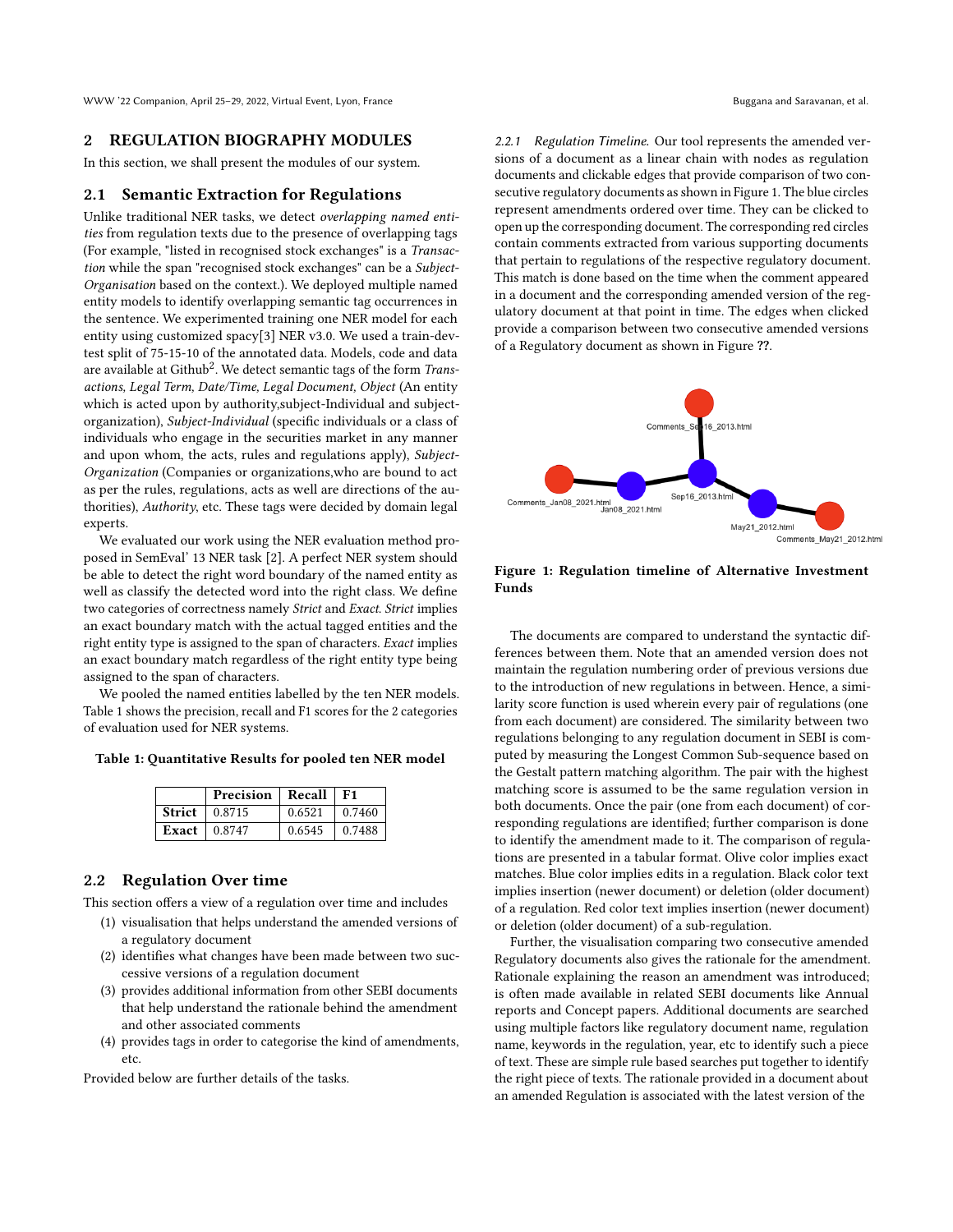## 2 REGULATION BIOGRAPHY MODULES

In this section, we shall present the modules of our system.

### 2.1 Semantic Extraction for Regulations

Unlike traditional NER tasks, we detect *overlapping named entities* from regulation texts due to the presence of overlapping tags (For example, "listed in recognised stock exchanges" is a *Transaction* while the span "recognised stock exchanges" can be a *Subject-Organisation* based on the context.). We deployed multiple named entity models to identify overlapping semantic tag occurrences in the sentence. We experimented training one NER model for each entity using customized spacy[3] NER v3.0. We used a train-dev-test split of 75-15-10 of the annotated data. Models, code and data are available at Github[2]. We detect semantic tags of the form *Transactions, Legal Term, Date/Time, Legal Document, Object* (An entity which is acted upon by authority,subject-Individual and subject-organization), *Subject-Individual* (specific individuals or a class of individuals who engage in the securities market in any manner and upon whom, the acts, rules and regulations apply), *Subject-Organization* (Companies or organizations,who are bound to act as per the rules, regulations, acts as well are directions of the authorities), *Authority*, etc. These tags were decided by domain legal experts.

We evaluated our work using the NER evaluation method proposed in SemEval' 13 NER task [2]. A perfect NER system should be able to detect the right word boundary of the named entity as well as classify the detected word into the right class. We define two categories of correctness namely *Strict* and *Exact*. *Strict* implies an exact boundary match with the actual tagged entities and the right entity type is assigned to the span of characters. *Exact* implies an exact boundary match regardless of the right entity type being assigned to the span of characters.

We pooled the named entities labelled by the ten NER models. Table 1 shows the precision, recall and F1 scores for the 2 categories of evaluation used for NER systems.

**Table 1: Quantitative Results for pooled ten NER model**

| | Precision | Recall | F1 |
|---|---|---|---|
| **Strict** | 0.8715 | 0.6521 | 0.7460 |
| **Exact** | 0.8747 | 0.6545 | 0.7488 |

### 2.2 Regulation Over time

This section offers a view of a regulation over time and includes

1. visualisation that helps understand the amended versions of a regulatory document
2. identifies what changes have been made between two successive versions of a regulation document
3. provides additional information from other SEBI documents that help understand the rationale behind the amendment and other associated comments
4. provides tags in order to categorise the kind of amendments, etc.

Provided below are further details of the tasks.

*2.2.1 Regulation Timeline.* Our tool represents the amended versions of a document as a linear chain with nodes as regulation documents and clickable edges that provide comparison of two consecutive regulatory documents as shown in Figure 1. The blue circles represent amendments ordered over time. They can be clicked to open up the corresponding document. The corresponding red circles contain comments extracted from various supporting documents that pertain to regulations of the respective regulatory document. This match is done based on the time when the comment appeared in a document and the corresponding amended version of the regulatory document at that point in time. The edges when clicked provide a comparison between two consecutive amended versions of a Regulatory document as shown in Figure ??.

**Figure 1: Regulation timeline of Alternative Investment Funds**

The documents are compared to understand the syntactic differences between them. Note that an amended version does not maintain the regulation numbering order of previous versions due to the introduction of new regulations in between. Hence, a similarity score function is used wherein every pair of regulations (one from each document) are considered. The similarity between two regulations belonging to any regulation document in SEBI is computed by measuring the Longest Common Sub-sequence based on the Gestalt pattern matching algorithm. The pair with the highest matching score is assumed to be the same regulation version in both documents. Once the pair (one from each document) of corresponding regulations are identified; further comparison is done to identify the amendment made to it. The comparison of regulations are presented in a tabular format. Olive color implies exact matches. Blue color implies edits in a regulation. Black color text implies insertion (newer document) or deletion (older document) of a regulation. Red color text implies insertion (newer document) or deletion (older document) of a sub-regulation.

Further, the visualisation comparing two consecutive amended Regulatory documents also gives the rationale for the amendment. Rationale explaining the reason an amendment was introduced; is often made available in related SEBI documents like Annual reports and Concept papers. Additional documents are searched using multiple factors like regulatory document name, regulation name, keywords in the regulation, year, etc to identify such a piece of text. These are simple rule based searches put together to identify the right piece of texts. The rationale provided in a document about an amended Regulation is associated with the latest version of the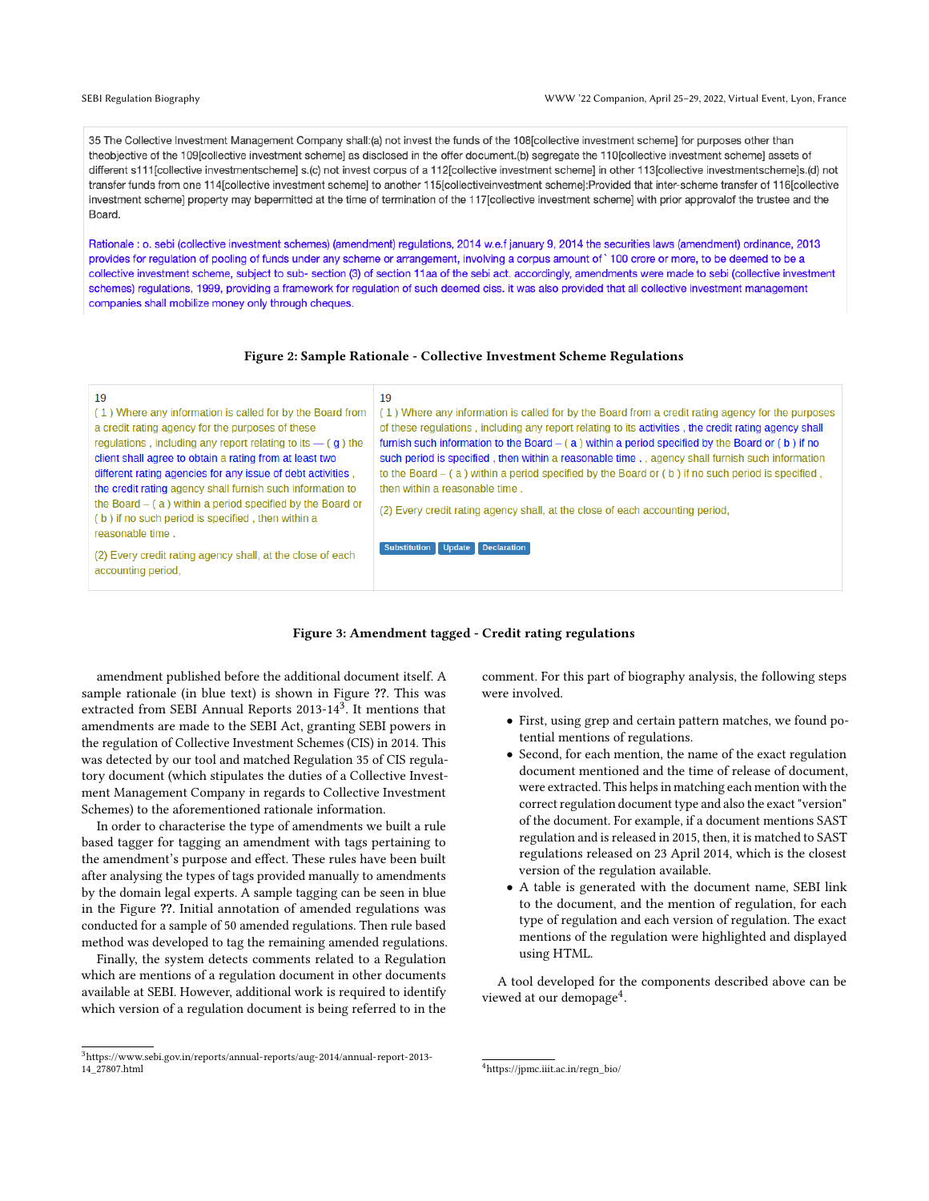35 The Collective Investment Management Company shall:(a) not invest the funds of the 108[collective investment scheme] for purposes other than theobjective of the 109[collective investment scheme] as disclosed in the offer document.(b) segregate the 110[collective investment scheme] assets of different s111[collective investmentscheme] s.(c) not invest corpus of a 112[collective investment scheme] in other 113[collective investmentscheme]s.(d) not transfer funds from one 114[collective investment scheme] to another 115[collectiveinvestment scheme]:Provided that inter-scheme transfer of 116[collective investment scheme] property may bepermitted at the time of termination of the 117[collective investment scheme] with prior approvalof the trustee and the Board.

Rationale : o. sebi (collective investment schemes) (amendment) regulations, 2014 w.e.f january 9, 2014 the securities laws (amendment) ordinance, 2013 provides for regulation of pooling of funds under any scheme or arrangement, involving a corpus amount of ` 100 crore or more, to be deemed to be a collective investment scheme, subject to sub- section (3) of section 11aa of the sebi act. accordingly, amendments were made to sebi (collective investment schemes) regulations, 1999, providing a framework for regulation of such deemed ciss. it was also provided that all collective investment management companies shall mobilize money only through cheques.

**Figure 2: Sample Rationale - Collective Investment Scheme Regulations**

| 19 | 19 |
|---|---|
| ( 1 ) Where any information is called for by the Board from a credit rating agency for the purposes of these regulations , including any report relating to its — ( g ) the client shall agree to obtain a rating from at least two different rating agencies for any issue of debt activities , the credit rating agency shall furnish such information to the Board – ( a ) within a period specified by the Board or ( b ) if no such period is specified , then within a reasonable time . (2) Every credit rating agency shall, at the close of each accounting period, | ( 1 ) Where any information is called for by the Board from a credit rating agency for the purposes of these regulations , including any report relating to its activities , the credit rating agency shall furnish such information to the Board – ( a ) within a period specified by the Board or ( b ) if no such period is specified , then within a reasonable time . , agency shall furnish such information to the Board – ( a ) within a period specified by the Board or ( b ) if no such period is specified , then within a reasonable time . (2) Every credit rating agency shall, at the close of each accounting period, Substitution Update Declaration |

**Figure 3: Amendment tagged - Credit rating regulations**

amendment published before the additional document itself. A sample rationale (in blue text) is shown in Figure ??. This was extracted from SEBI Annual Reports 2013-14[3]. It mentions that amendments are made to the SEBI Act, granting SEBI powers in the regulation of Collective Investment Schemes (CIS) in 2014. This was detected by our tool and matched Regulation 35 of CIS regulatory document (which stipulates the duties of a Collective Investment Management Company in regards to Collective Investment Schemes) to the aforementioned rationale information.

In order to characterise the type of amendments we built a rule based tagger for tagging an amendment with tags pertaining to the amendment's purpose and effect. These rules have been built after analysing the types of tags provided manually to amendments by the domain legal experts. A sample tagging can be seen in blue in the Figure ??. Initial annotation of amended regulations was conducted for a sample of 50 amended regulations. Then rule based method was developed to tag the remaining amended regulations.

Finally, the system detects comments related to a Regulation which are mentions of a regulation document in other documents available at SEBI. However, additional work is required to identify which version of a regulation document is being referred to in the comment. For this part of biography analysis, the following steps were involved.

- First, using grep and certain pattern matches, we found potential mentions of regulations.
- Second, for each mention, the name of the exact regulation document mentioned and the time of release of document, were extracted. This helps in matching each mention with the correct regulation document type and also the exact "version" of the document. For example, if a document mentions SAST regulation and is released in 2015, then, it is matched to SAST regulations released on 23 April 2014, which is the closest version of the regulation available.
- A table is generated with the document name, SEBI link to the document, and the mention of regulation, for each type of regulation and each version of regulation. The exact mentions of the regulation were highlighted and displayed using HTML.

A tool developed for the components described above can be viewed at our demopage[4].

[3] https://www.sebi.gov.in/reports/annual-reports/aug-2014/annual-report-2013-14_27807.html

[4] https://jpmc.iiit.ac.in/regn_bio/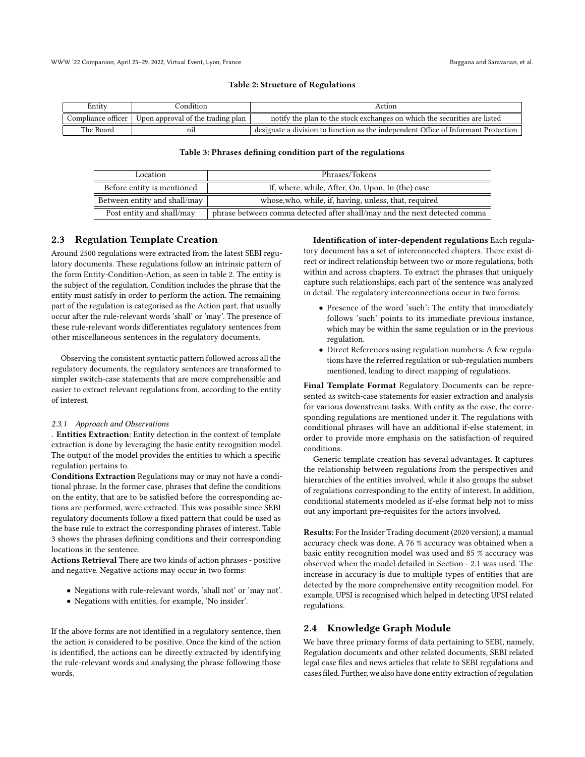**Table 2: Structure of Regulations**

| Entity | Condition | Action |
|---|---|---|
| Compliance officer | Upon approval of the trading plan | notify the plan to the stock exchanges on which the securities are listed |
| The Board | nil | designate a division to function as the independent Office of Informant Protection |

**Table 3: Phrases defining condition part of the regulations**

| Location | Phrases/Tokens |
|---|---|
| Before entity is mentioned | If, where, while, After, On, Upon, In (the) case |
| Between entity and shall/may | whose,who, while, if, having, unless, that, required |
| Post entity and shall/may | phrase between comma detected after shall/may and the next detected comma |

## 2.3 Regulation Template Creation

Around 2500 regulations were extracted from the latest SEBI regulatory documents. These regulations follow an intrinsic pattern of the form Entity-Condition-Action, as seen in table 2. The entity is the subject of the regulation. Condition includes the phrase that the entity must satisfy in order to perform the action. The remaining part of the regulation is categorised as the Action part, that usually occur after the rule-relevant words 'shall' or 'may'. The presence of these rule-relevant words differentiates regulatory sentences from other miscellaneous sentences in the regulatory documents.

Observing the consistent syntactic pattern followed across all the regulatory documents, the regulatory sentences are transformed to simpler switch-case statements that are more comprehensible and easier to extract relevant regulations from, according to the entity of interest.

#### 2.3.1 Approach and Observations

. **Entities Extraction**: Entity detection in the context of template extraction is done by leveraging the basic entity recognition model. The output of the model provides the entities to which a specific regulation pertains to.

**Conditions Extraction** Regulations may or may not have a conditional phrase. In the former case, phrases that define the conditions on the entity, that are to be satisfied before the corresponding actions are performed, were extracted. This was possible since SEBI regulatory documents follow a fixed pattern that could be used as the base rule to extract the corresponding phrases of interest. Table 3 shows the phrases defining conditions and their corresponding locations in the sentence.

**Actions Retrieval** There are two kinds of action phrases - positive and negative. Negative actions may occur in two forms:

- Negations with rule-relevant words, 'shall not' or 'may not'.
- Negations with entities, for example, 'No insider'.

If the above forms are not identified in a regulatory sentence, then the action is considered to be positive. Once the kind of the action is identified, the actions can be directly extracted by identifying the rule-relevant words and analysing the phrase following those words.

**Identification of inter-dependent regulations** Each regulatory document has a set of interconnected chapters. There exist direct or indirect relationship between two or more regulations, both within and across chapters. To extract the phrases that uniquely capture such relationships, each part of the sentence was analyzed in detail. The regulatory interconnections occur in two forms:

- Presence of the word 'such': The entity that immediately follows 'such' points to its immediate previous instance, which may be within the same regulation or in the previous regulation.
- Direct References using regulation numbers: A few regulations have the referred regulation or sub-regulation numbers mentioned, leading to direct mapping of regulations.

**Final Template Format** Regulatory Documents can be represented as switch-case statements for easier extraction and analysis for various downstream tasks. With entity as the case, the corresponding regulations are mentioned under it. The regulations with conditional phrases will have an additional if-else statement, in order to provide more emphasis on the satisfaction of required conditions.

Generic template creation has several advantages. It captures the relationship between regulations from the perspectives and hierarchies of the entities involved, while it also groups the subset of regulations corresponding to the entity of interest. In addition, conditional statements modeled as if-else format help not to miss out any important pre-requisites for the actors involved.

**Results:** For the Insider Trading document (2020 version), a manual accuracy check was done. A 76 % accuracy was obtained when a basic entity recognition model was used and 85 % accuracy was observed when the model detailed in Section - 2.1 was used. The increase in accuracy is due to multiple types of entities that are detected by the more comprehensive entity recognition model. For example, UPSI is recognised which helped in detecting UPSI related regulations.

## 2.4 Knowledge Graph Module

We have three primary forms of data pertaining to SEBI, namely, Regulation documents and other related documents, SEBI related legal case files and news articles that relate to SEBI regulations and cases filed. Further, we also have done entity extraction of regulation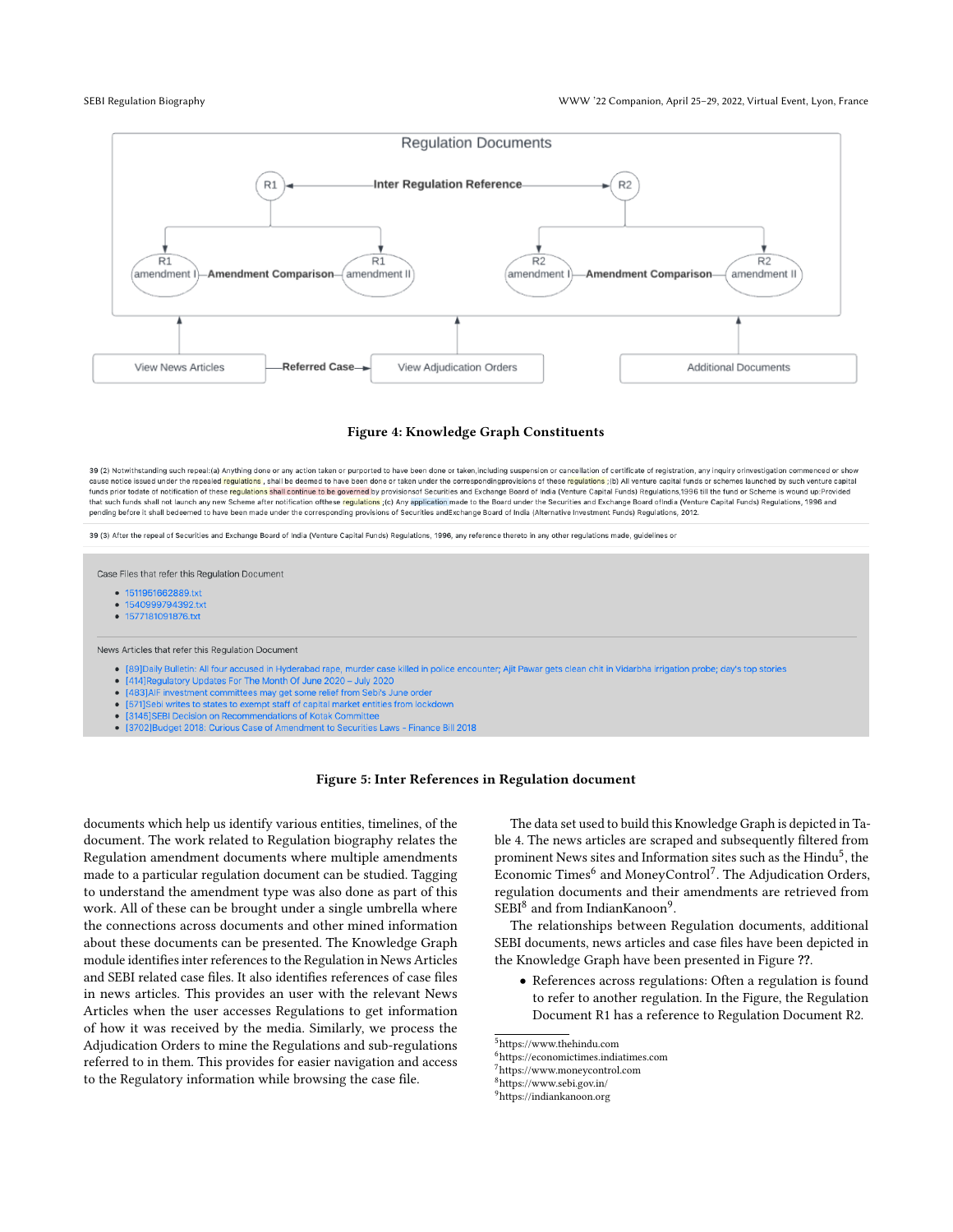Figure 4: Knowledge Graph Constituents

Figure 5: Inter References in Regulation document

documents which help us identify various entities, timelines, of the document. The work related to Regulation biography relates the Regulation amendment documents where multiple amendments made to a particular regulation document can be studied. Tagging to understand the amendment type was also done as part of this work. All of these can be brought under a single umbrella where the connections across documents and other mined information about these documents can be presented. The Knowledge Graph module identifies inter references to the Regulation in News Articles and SEBI related case files. It also identifies references of case files in news articles. This provides an user with the relevant News Articles when the user accesses Regulations to get information of how it was received by the media. Similarly, we process the Adjudication Orders to mine the Regulations and sub-regulations referred to in them. This provides for easier navigation and access to the Regulatory information while browsing the case file.

The data set used to build this Knowledge Graph is depicted in Table 4. The news articles are scraped and subsequently filtered from prominent News sites and Information sites such as the Hindu[5], the Economic Times[6] and MoneyControl[7]. The Adjudication Orders, regulation documents and their amendments are retrieved from SEBI[8] and from IndianKanoon[9].

The relationships between Regulation documents, additional SEBI documents, news articles and case files have been depicted in the Knowledge Graph have been presented in Figure ??.

- References across regulations: Often a regulation is found to refer to another regulation. In the Figure, the Regulation Document R1 has a reference to Regulation Document R2.

[5] https://www.thehindu.com

[6] https://economictimes.indiatimes.com

[7] https://www.moneycontrol.com

[8] https://www.sebi.gov.in/

[9] https://indiankanoon.org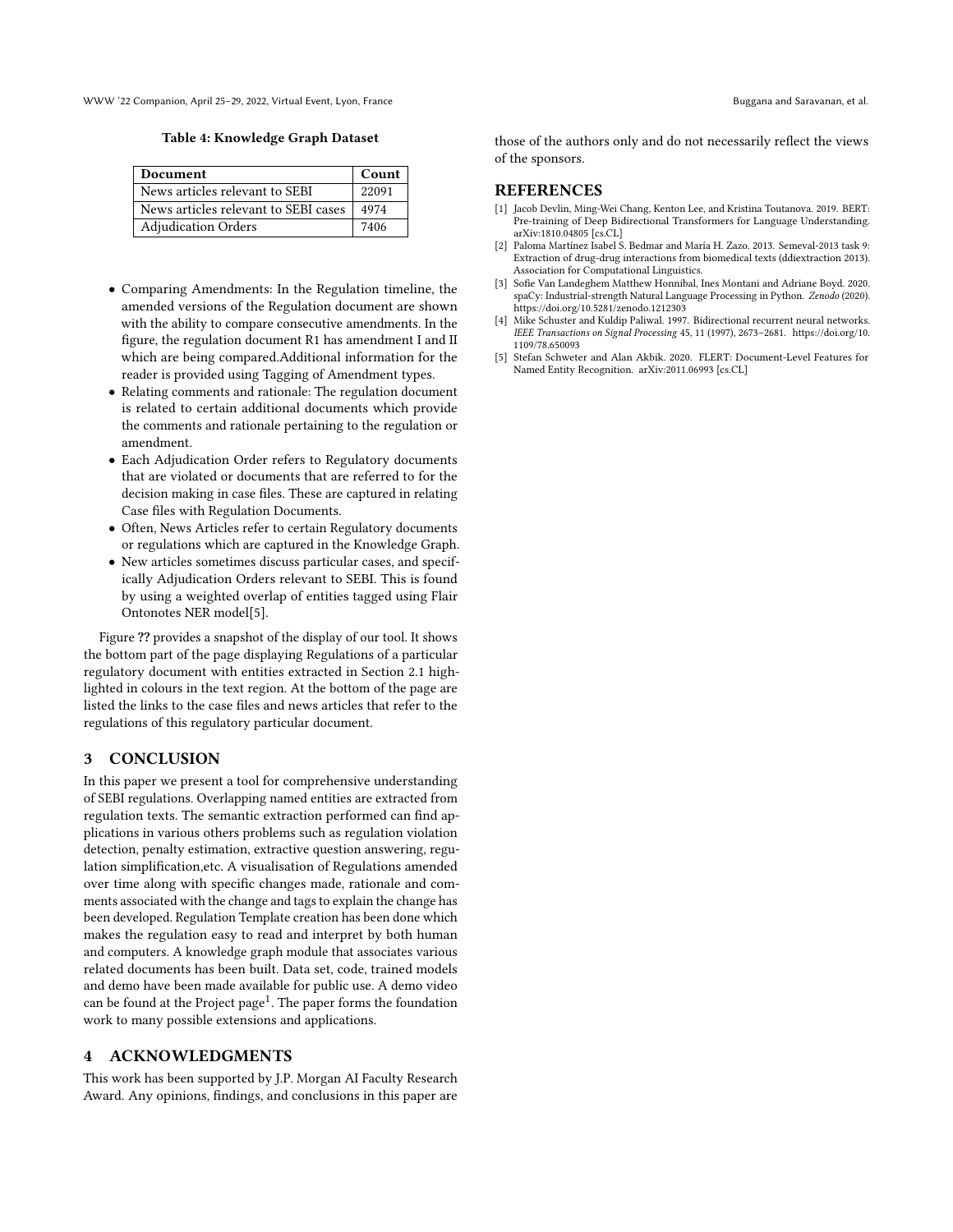**Table 4: Knowledge Graph Dataset**

| Document | Count |
|---|---|
| News articles relevant to SEBI | 22091 |
| News articles relevant to SEBI cases | 4974 |
| Adjudication Orders | 7406 |

- Comparing Amendments: In the Regulation timeline, the amended versions of the Regulation document are shown with the ability to compare consecutive amendments. In the figure, the regulation document R1 has amendment I and II which are being compared.Additional information for the reader is provided using Tagging of Amendment types.
- Relating comments and rationale: The regulation document is related to certain additional documents which provide the comments and rationale pertaining to the regulation or amendment.
- Each Adjudication Order refers to Regulatory documents that are violated or documents that are referred to for the decision making in case files. These are captured in relating Case files with Regulation Documents.
- Often, News Articles refer to certain Regulatory documents or regulations which are captured in the Knowledge Graph.
- New articles sometimes discuss particular cases, and specifically Adjudication Orders relevant to SEBI. This is found by using a weighted overlap of entities tagged using Flair Ontonotes NER model[5].

Figure **??** provides a snapshot of the display of our tool. It shows the bottom part of the page displaying Regulations of a particular regulatory document with entities extracted in Section 2.1 highlighted in colours in the text region. At the bottom of the page are listed the links to the case files and news articles that refer to the regulations of this regulatory particular document.

## 3 CONCLUSION

In this paper we present a tool for comprehensive understanding of SEBI regulations. Overlapping named entities are extracted from regulation texts. The semantic extraction performed can find applications in various others problems such as regulation violation detection, penalty estimation, extractive question answering, regulation simplification,etc. A visualisation of Regulations amended over time along with specific changes made, rationale and comments associated with the change and tags to explain the change has been developed. Regulation Template creation has been done which makes the regulation easy to read and interpret by both human and computers. A knowledge graph module that associates various related documents has been built. Data set, code, trained models and demo have been made available for public use. A demo video can be found at the Project page[1]. The paper forms the foundation work to many possible extensions and applications.

## 4 ACKNOWLEDGMENTS

This work has been supported by J.P. Morgan AI Faculty Research Award. Any opinions, findings, and conclusions in this paper are those of the authors only and do not necessarily reflect the views of the sponsors.

## REFERENCES

[1] Jacob Devlin, Ming-Wei Chang, Kenton Lee, and Kristina Toutanova. 2019. BERT: Pre-training of Deep Bidirectional Transformers for Language Understanding. arXiv:1810.04805 [cs.CL]

[2] Paloma Martínez Isabel S. Bedmar and María H. Zazo. 2013. Semeval-2013 task 9: Extraction of drug-drug interactions from biomedical texts (ddiextraction 2013). Association for Computational Linguistics.

[3] Sofie Van Landeghem Matthew Honnibal, Ines Montani and Adriane Boyd. 2020. spaCy: Industrial-strength Natural Language Processing in Python. *Zenodo* (2020). https://doi.org/10.5281/zenodo.1212303

[4] Mike Schuster and Kuldip Paliwal. 1997. Bidirectional recurrent neural networks. *IEEE Transactions on Signal Processing* 45, 11 (1997), 2673–2681. https://doi.org/10.1109/78.650093

[5] Stefan Schweter and Alan Akbik. 2020. FLERT: Document-Level Features for Named Entity Recognition. arXiv:2011.06993 [cs.CL]